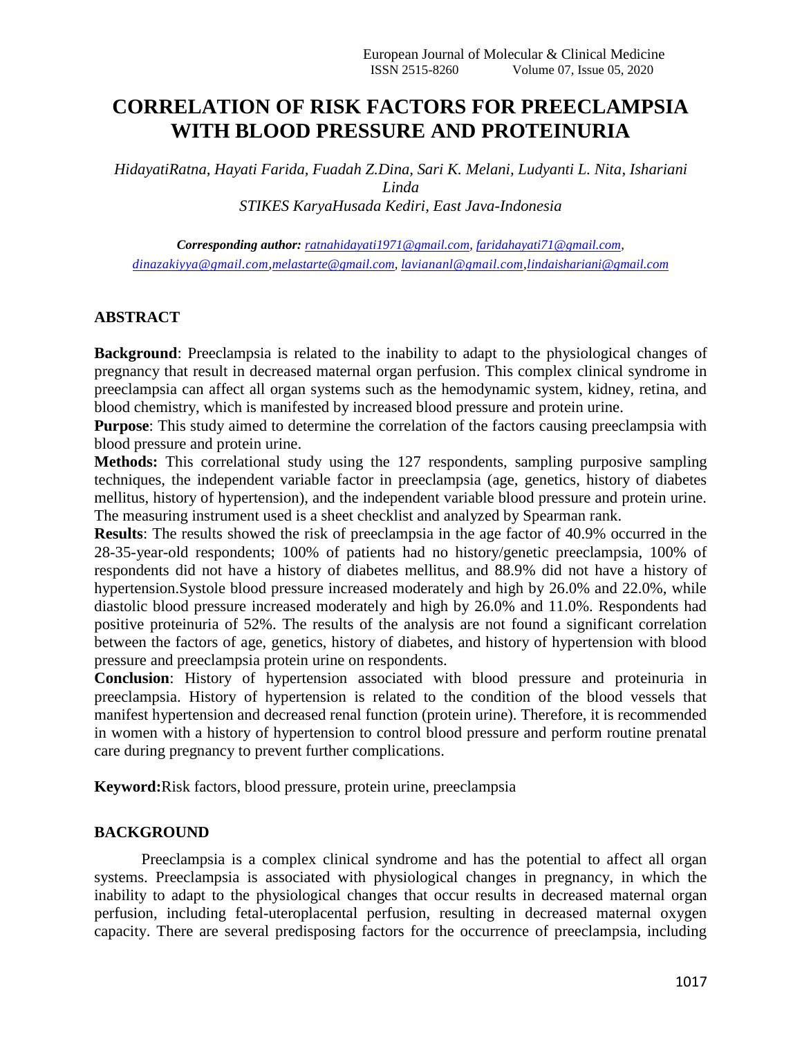# CORRELATION OF RISK FACTORS FOR PREECLAMPSIA WITH BLOOD PRESSURE AND PROTEINURIA

*HidayatiRatna, Hayati Farida, Fuadah Z.Dina, Sari K. Melani, Ludyanti L. Nita, Ishariani Linda*

*STIKES KaryaHusada Kediri, East Java-Indonesia*

***Corresponding author:*** *ratnahidayati1971@gmail.com, faridahayati71@gmail.com, dinazakiyya@gmail.com, melastarte@gmail.com, laviananl@gmail.com, lindaishariani@gmail.com*

## ABSTRACT

**Background**: Preeclampsia is related to the inability to adapt to the physiological changes of pregnancy that result in decreased maternal organ perfusion. This complex clinical syndrome in preeclampsia can affect all organ systems such as the hemodynamic system, kidney, retina, and blood chemistry, which is manifested by increased blood pressure and protein urine.

**Purpose**: This study aimed to determine the correlation of the factors causing preeclampsia with blood pressure and protein urine.

**Methods:** This correlational study using the 127 respondents, sampling purposive sampling techniques, the independent variable factor in preeclampsia (age, genetics, history of diabetes mellitus, history of hypertension), and the independent variable blood pressure and protein urine. The measuring instrument used is a sheet checklist and analyzed by Spearman rank.

**Results**: The results showed the risk of preeclampsia in the age factor of 40.9% occurred in the 28-35-year-old respondents; 100% of patients had no history/genetic preeclampsia, 100% of respondents did not have a history of diabetes mellitus, and 88.9% did not have a history of hypertension.Systole blood pressure increased moderately and high by 26.0% and 22.0%, while diastolic blood pressure increased moderately and high by 26.0% and 11.0%. Respondents had positive proteinuria of 52%. The results of the analysis are not found a significant correlation between the factors of age, genetics, history of diabetes, and history of hypertension with blood pressure and preeclampsia protein urine on respondents.

**Conclusion**: History of hypertension associated with blood pressure and proteinuria in preeclampsia. History of hypertension is related to the condition of the blood vessels that manifest hypertension and decreased renal function (protein urine). Therefore, it is recommended in women with a history of hypertension to control blood pressure and perform routine prenatal care during pregnancy to prevent further complications.

**Keyword:**Risk factors, blood pressure, protein urine, preeclampsia

## BACKGROUND

Preeclampsia is a complex clinical syndrome and has the potential to affect all organ systems. Preeclampsia is associated with physiological changes in pregnancy, in which the inability to adapt to the physiological changes that occur results in decreased maternal organ perfusion, including fetal-uteroplacental perfusion, resulting in decreased maternal oxygen capacity. There are several predisposing factors for the occurrence of preeclampsia, including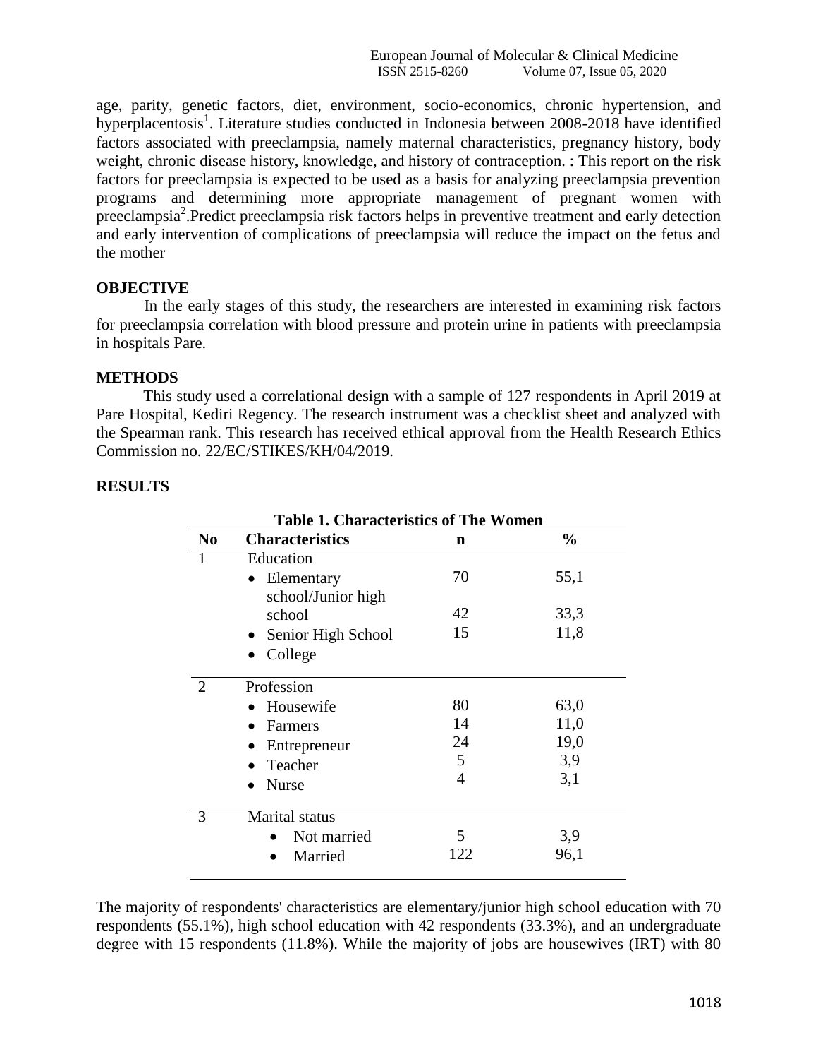age, parity, genetic factors, diet, environment, socio-economics, chronic hypertension, and hyperplacentosis[1]. Literature studies conducted in Indonesia between 2008-2018 have identified factors associated with preeclampsia, namely maternal characteristics, pregnancy history, body weight, chronic disease history, knowledge, and history of contraception. : This report on the risk factors for preeclampsia is expected to be used as a basis for analyzing preeclampsia prevention programs and determining more appropriate management of pregnant women with preeclampsia[2].Predict preeclampsia risk factors helps in preventive treatment and early detection and early intervention of complications of preeclampsia will reduce the impact on the fetus and the mother

## OBJECTIVE

In the early stages of this study, the researchers are interested in examining risk factors for preeclampsia correlation with blood pressure and protein urine in patients with preeclampsia in hospitals Pare.

## METHODS

This study used a correlational design with a sample of 127 respondents in April 2019 at Pare Hospital, Kediri Regency. The research instrument was a checklist sheet and analyzed with the Spearman rank. This research has received ethical approval from the Health Research Ethics Commission no. 22/EC/STIKES/KH/04/2019.

## RESULTS

**Table 1. Characteristics of The Women**

| No | Characteristics | n | % |
|---|---|---|---|
| 1 | Education | | |
| | • Elementary school/Junior high school | 70 | 55,1 |
| | • Senior High School | 42 | 33,3 |
| | • College | 15 | 11,8 |
| 2 | Profession | | |
| | • Housewife | 80 | 63,0 |
| | • Farmers | 14 | 11,0 |
| | • Entrepreneur | 24 | 19,0 |
| | • Teacher | 5 | 3,9 |
| | • Nurse | 4 | 3,1 |
| 3 | Marital status | | |
| | • Not married | 5 | 3,9 |
| | • Married | 122 | 96,1 |

The majority of respondents' characteristics are elementary/junior high school education with 70 respondents (55.1%), high school education with 42 respondents (33.3%), and an undergraduate degree with 15 respondents (11.8%). While the majority of jobs are housewives (IRT) with 80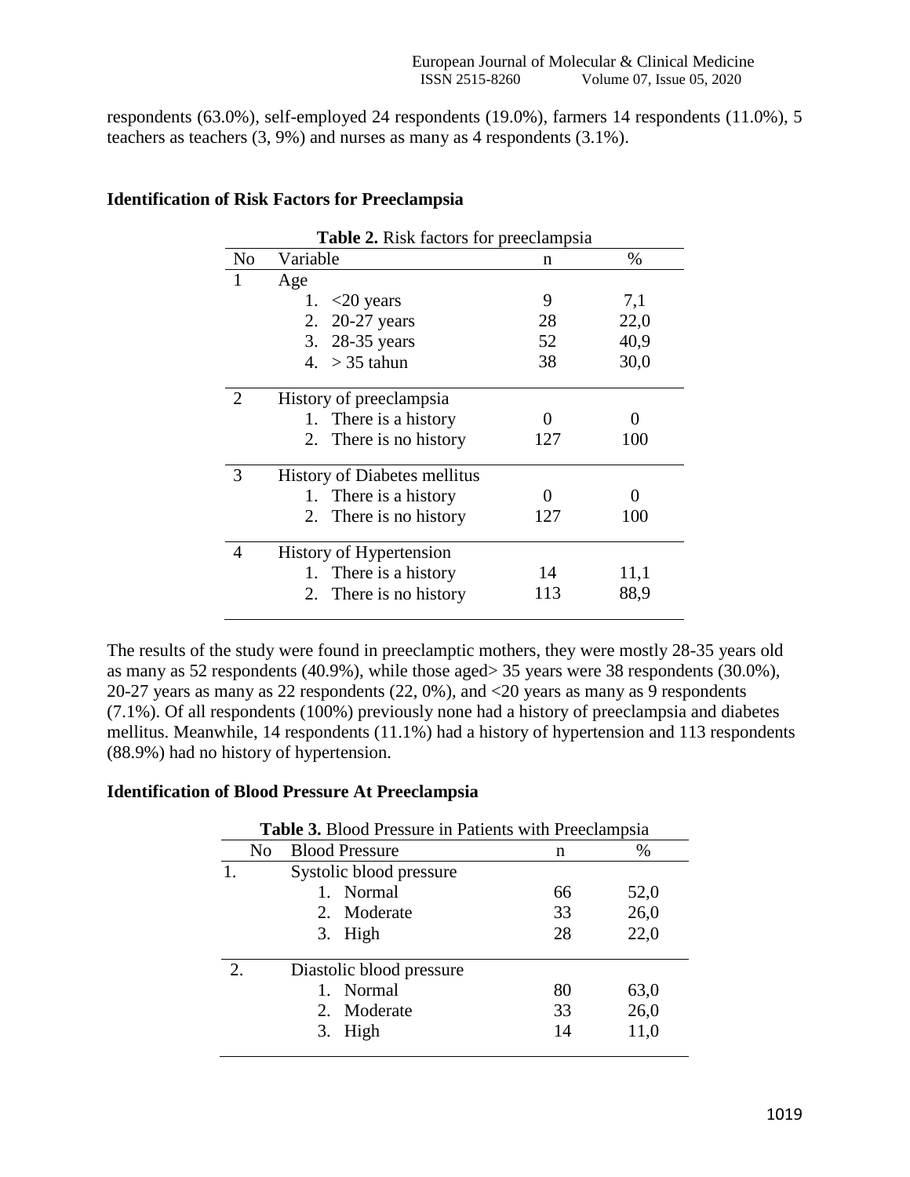respondents (63.0%), self-employed 24 respondents (19.0%), farmers 14 respondents (11.0%), 5 teachers as teachers (3, 9%) and nurses as many as 4 respondents (3.1%).

## Identification of Risk Factors for Preeclampsia

**Table 2.** Risk factors for preeclampsia

| No | Variable | n | % |
|---|---|---|---|
| 1 | Age | | |
| | 1. <20 years | 9 | 7,1 |
| | 2. 20-27 years | 28 | 22,0 |
| | 3. 28-35 years | 52 | 40,9 |
| | 4. > 35 tahun | 38 | 30,0 |
| 2 | History of preeclampsia | | |
| | 1. There is a history | 0 | 0 |
| | 2. There is no history | 127 | 100 |
| 3 | History of Diabetes mellitus | | |
| | 1. There is a history | 0 | 0 |
| | 2. There is no history | 127 | 100 |
| 4 | History of Hypertension | | |
| | 1. There is a history | 14 | 11,1 |
| | 2. There is no history | 113 | 88,9 |

The results of the study were found in preeclamptic mothers, they were mostly 28-35 years old as many as 52 respondents (40.9%), while those aged> 35 years were 38 respondents (30.0%), 20-27 years as many as 22 respondents (22, 0%), and <20 years as many as 9 respondents (7.1%). Of all respondents (100%) previously none had a history of preeclampsia and diabetes mellitus. Meanwhile, 14 respondents (11.1%) had a history of hypertension and 113 respondents (88.9%) had no history of hypertension.

## Identification of Blood Pressure At Preeclampsia

**Table 3.** Blood Pressure in Patients with Preeclampsia

| No | Blood Pressure | n | % |
|---|---|---|---|
| 1. | Systolic blood pressure | | |
| | 1. Normal | 66 | 52,0 |
| | 2. Moderate | 33 | 26,0 |
| | 3. High | 28 | 22,0 |
| 2. | Diastolic blood pressure | | |
| | 1. Normal | 80 | 63,0 |
| | 2. Moderate | 33 | 26,0 |
| | 3. High | 14 | 11,0 |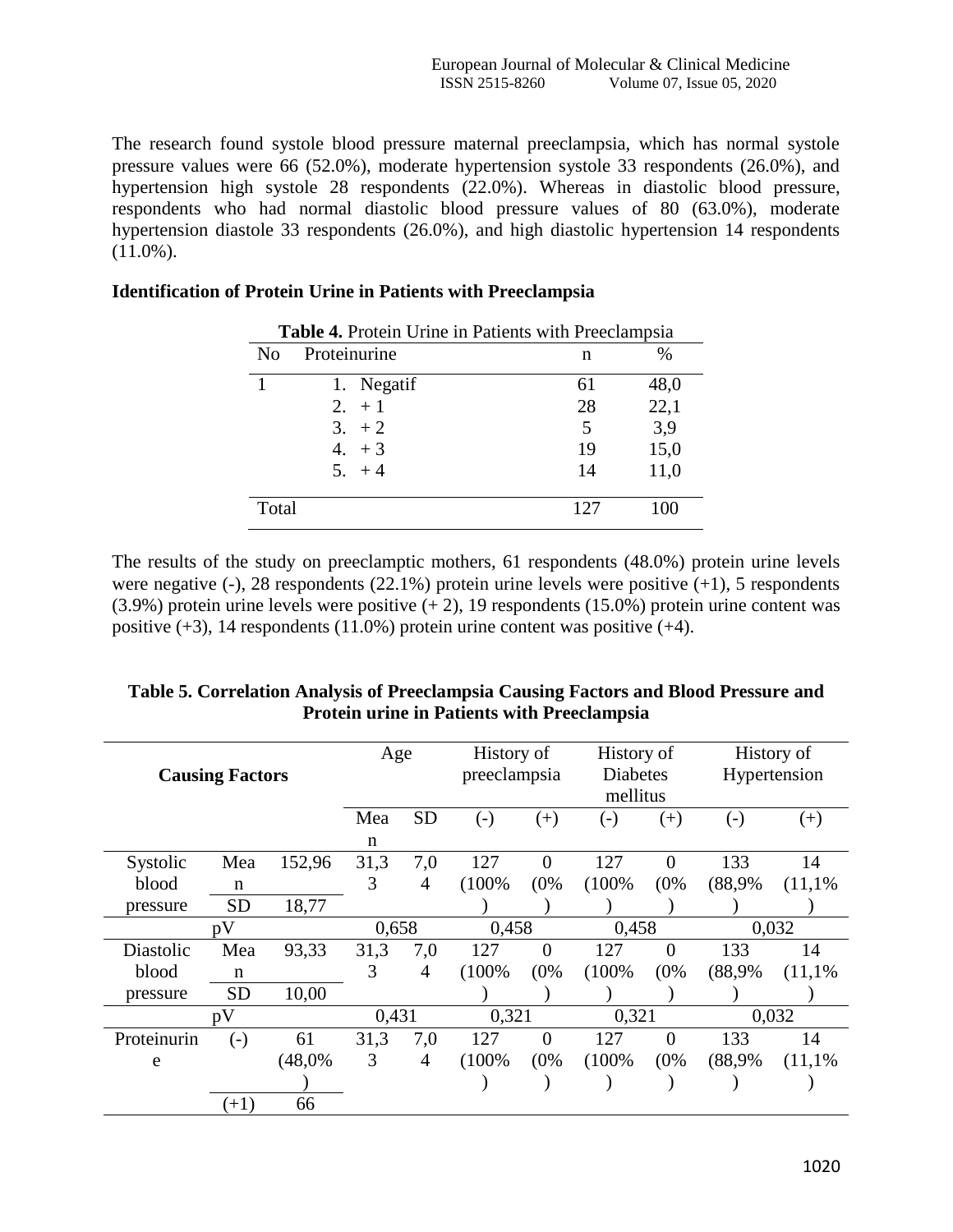The research found systole blood pressure maternal preeclampsia, which has normal systole pressure values were 66 (52.0%), moderate hypertension systole 33 respondents (26.0%), and hypertension high systole 28 respondents (22.0%). Whereas in diastolic blood pressure, respondents who had normal diastolic blood pressure values of 80 (63.0%), moderate hypertension diastole 33 respondents (26.0%), and high diastolic hypertension 14 respondents (11.0%).

**Identification of Protein Urine in Patients with Preeclampsia**

**Table 4.** Protein Urine in Patients with Preeclampsia

| No | Proteinurine | n | % |
|---|---|---|---|
| 1 | 1. Negatif | 61 | 48,0 |
| | 2. + 1 | 28 | 22,1 |
| | 3. + 2 | 5 | 3,9 |
| | 4. + 3 | 19 | 15,0 |
| | 5. + 4 | 14 | 11,0 |
| Total | | 127 | 100 |

The results of the study on preeclamptic mothers, 61 respondents (48.0%) protein urine levels were negative (-), 28 respondents (22.1%) protein urine levels were positive (+1), 5 respondents (3.9%) protein urine levels were positive (+ 2), 19 respondents (15.0%) protein urine content was positive (+3), 14 respondents (11.0%) protein urine content was positive (+4).

**Table 5. Correlation Analysis of Preeclampsia Causing Factors and Blood Pressure and Protein urine in Patients with Preeclampsia**

| Causing Factors | | | Age | | History of preeclampsia | | History of Diabetes mellitus | | History of Hypertension | |
|---|---|---|---|---|---|---|---|---|---|---|
| | | | Mean | SD | (-) | (+) | (-) | (+) | (-) | (+) |
| Systolic blood pressure | Mean | 152,96 | 31,33 | 7,04 | 127 (100%) | 0 (0%) | 127 (100%) | 0 (0%) | 133 (88,9%) | 14 (11,1%) |
| | SD | 18,77 | | | | | | | | |
| pV | | | 0,658 | | 0,458 | | 0,458 | | 0,032 | |
| Diastolic blood pressure | Mean | 93,33 | 31,33 | 7,04 | 127 (100%) | 0 (0%) | 127 (100%) | 0 (0%) | 133 (88,9%) | 14 (11,1%) |
| | SD | 10,00 | | | | | | | | |
| pV | | | 0,431 | | 0,321 | | 0,321 | | 0,032 | |
| Proteinurine | (-) | 61 (48,0%) | 31,33 | 7,04 | 127 (100%) | 0 (0%) | 127 (100%) | 0 (0%) | 133 (88,9%) | 14 (11,1%) |
| | (+1) | 66 | | | | | | | | |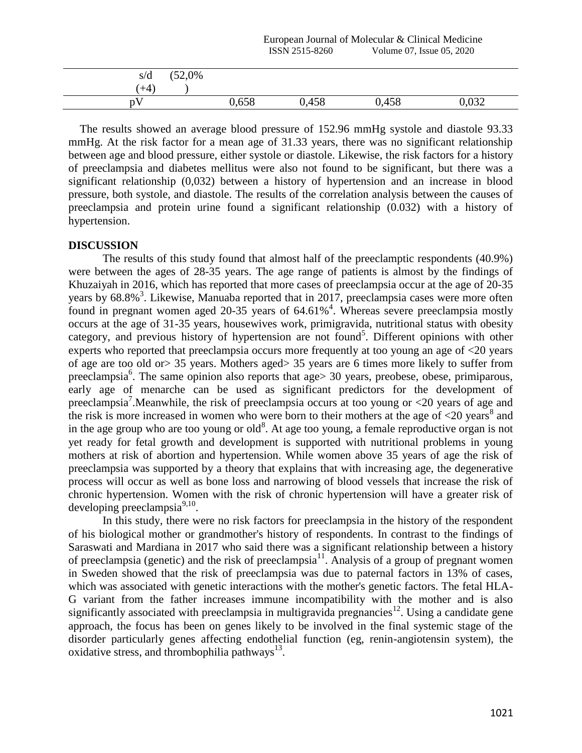| s/d (+4) | (52,0% ) | | | | |
| --- | --- | --- | --- | --- | --- |
| pV | | 0,658 | 0,458 | 0,458 | 0,032 |

The results showed an average blood pressure of 152.96 mmHg systole and diastole 93.33 mmHg. At the risk factor for a mean age of 31.33 years, there was no significant relationship between age and blood pressure, either systole or diastole. Likewise, the risk factors for a history of preeclampsia and diabetes mellitus were also not found to be significant, but there was a significant relationship (0,032) between a history of hypertension and an increase in blood pressure, both systole, and diastole. The results of the correlation analysis between the causes of preeclampsia and protein urine found a significant relationship (0.032) with a history of hypertension.

## DISCUSSION

The results of this study found that almost half of the preeclamptic respondents (40.9%) were between the ages of 28-35 years. The age range of patients is almost by the findings of Khuzaiyah in 2016, which has reported that more cases of preeclampsia occur at the age of 20-35 years by 68.8%[3]. Likewise, Manuaba reported that in 2017, preeclampsia cases were more often found in pregnant women aged 20-35 years of 64.61%[4]. Whereas severe preeclampsia mostly occurs at the age of 31-35 years, housewives work, primigravida, nutritional status with obesity category, and previous history of hypertension are not found[5]. Different opinions with other experts who reported that preeclampsia occurs more frequently at too young an age of <20 years of age are too old or> 35 years. Mothers aged> 35 years are 6 times more likely to suffer from preeclampsia[6]. The same opinion also reports that age> 30 years, preobese, obese, primiparous, early age of menarche can be used as significant predictors for the development of preeclampsia[7].Meanwhile, the risk of preeclampsia occurs at too young or <20 years of age and the risk is more increased in women who were born to their mothers at the age of <20 years[8] and in the age group who are too young or old[8]. At age too young, a female reproductive organ is not yet ready for fetal growth and development is supported with nutritional problems in young mothers at risk of abortion and hypertension. While women above 35 years of age the risk of preeclampsia was supported by a theory that explains that with increasing age, the degenerative process will occur as well as bone loss and narrowing of blood vessels that increase the risk of chronic hypertension. Women with the risk of chronic hypertension will have a greater risk of developing preeclampsia[9,10].

In this study, there were no risk factors for preeclampsia in the history of the respondent of his biological mother or grandmother's history of respondents. In contrast to the findings of Saraswati and Mardiana in 2017 who said there was a significant relationship between a history of preeclampsia (genetic) and the risk of preeclampsia[11]. Analysis of a group of pregnant women in Sweden showed that the risk of preeclampsia was due to paternal factors in 13% of cases, which was associated with genetic interactions with the mother's genetic factors. The fetal HLA-G variant from the father increases immune incompatibility with the mother and is also significantly associated with preeclampsia in multigravida pregnancies[12]. Using a candidate gene approach, the focus has been on genes likely to be involved in the final systemic stage of the disorder particularly genes affecting endothelial function (eg, renin-angiotensin system), the oxidative stress, and thrombophilia pathways[13].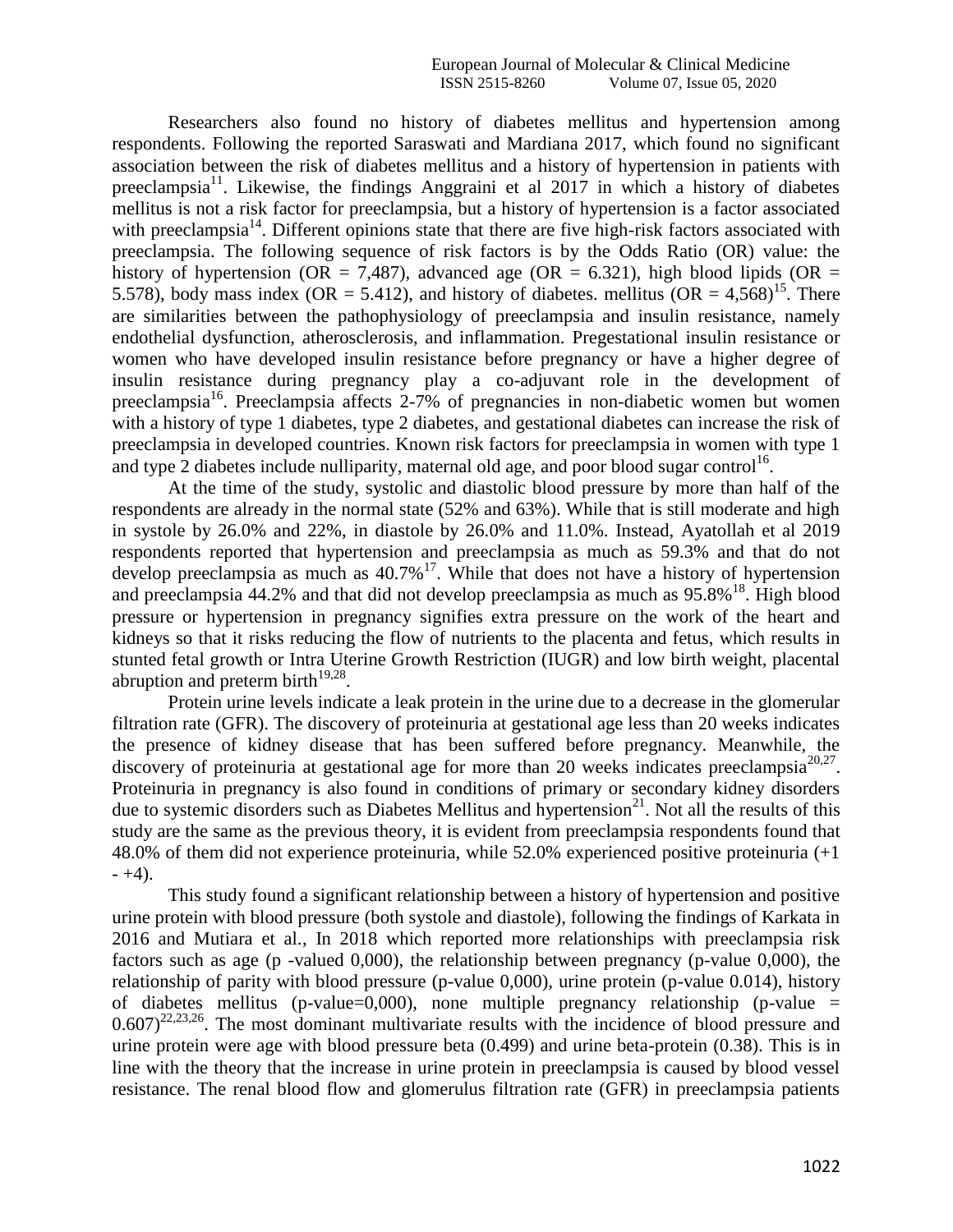Researchers also found no history of diabetes mellitus and hypertension among respondents. Following the reported Saraswati and Mardiana 2017, which found no significant association between the risk of diabetes mellitus and a history of hypertension in patients with preeclampsia[11]. Likewise, the findings Anggraini et al 2017 in which a history of diabetes mellitus is not a risk factor for preeclampsia, but a history of hypertension is a factor associated with preeclampsia[14]. Different opinions state that there are five high-risk factors associated with preeclampsia. The following sequence of risk factors is by the Odds Ratio (OR) value: the history of hypertension (OR = 7,487), advanced age (OR = 6.321), high blood lipids (OR = 5.578), body mass index (OR = 5.412), and history of diabetes. mellitus (OR = 4,568)[15]. There are similarities between the pathophysiology of preeclampsia and insulin resistance, namely endothelial dysfunction, atherosclerosis, and inflammation. Pregestational insulin resistance or women who have developed insulin resistance before pregnancy or have a higher degree of insulin resistance during pregnancy play a co-adjuvant role in the development of preeclampsia[16]. Preeclampsia affects 2-7% of pregnancies in non-diabetic women but women with a history of type 1 diabetes, type 2 diabetes, and gestational diabetes can increase the risk of preeclampsia in developed countries. Known risk factors for preeclampsia in women with type 1 and type 2 diabetes include nulliparity, maternal old age, and poor blood sugar control[16].

At the time of the study, systolic and diastolic blood pressure by more than half of the respondents are already in the normal state (52% and 63%). While that is still moderate and high in systole by 26.0% and 22%, in diastole by 26.0% and 11.0%. Instead, Ayatollah et al 2019 respondents reported that hypertension and preeclampsia as much as 59.3% and that do not develop preeclampsia as much as 40.7%[17]. While that does not have a history of hypertension and preeclampsia 44.2% and that did not develop preeclampsia as much as 95.8%[18]. High blood pressure or hypertension in pregnancy signifies extra pressure on the work of the heart and kidneys so that it risks reducing the flow of nutrients to the placenta and fetus, which results in stunted fetal growth or Intra Uterine Growth Restriction (IUGR) and low birth weight, placental abruption and preterm birth[19,28].

Protein urine levels indicate a leak protein in the urine due to a decrease in the glomerular filtration rate (GFR). The discovery of proteinuria at gestational age less than 20 weeks indicates the presence of kidney disease that has been suffered before pregnancy. Meanwhile, the discovery of proteinuria at gestational age for more than 20 weeks indicates preeclampsia[20,27]. Proteinuria in pregnancy is also found in conditions of primary or secondary kidney disorders due to systemic disorders such as Diabetes Mellitus and hypertension[21]. Not all the results of this study are the same as the previous theory, it is evident from preeclampsia respondents found that 48.0% of them did not experience proteinuria, while 52.0% experienced positive proteinuria (+1 - +4).

This study found a significant relationship between a history of hypertension and positive urine protein with blood pressure (both systole and diastole), following the findings of Karkata in 2016 and Mutiara et al., In 2018 which reported more relationships with preeclampsia risk factors such as age (p -valued 0,000), the relationship between pregnancy (p-value 0,000), the relationship of parity with blood pressure (p-value 0,000), urine protein (p-value 0.014), history of diabetes mellitus (p-value=0,000), none multiple pregnancy relationship (p-value = 0.607)[22,23,26]. The most dominant multivariate results with the incidence of blood pressure and urine protein were age with blood pressure beta (0.499) and urine beta-protein (0.38). This is in line with the theory that the increase in urine protein in preeclampsia is caused by blood vessel resistance. The renal blood flow and glomerulus filtration rate (GFR) in preeclampsia patients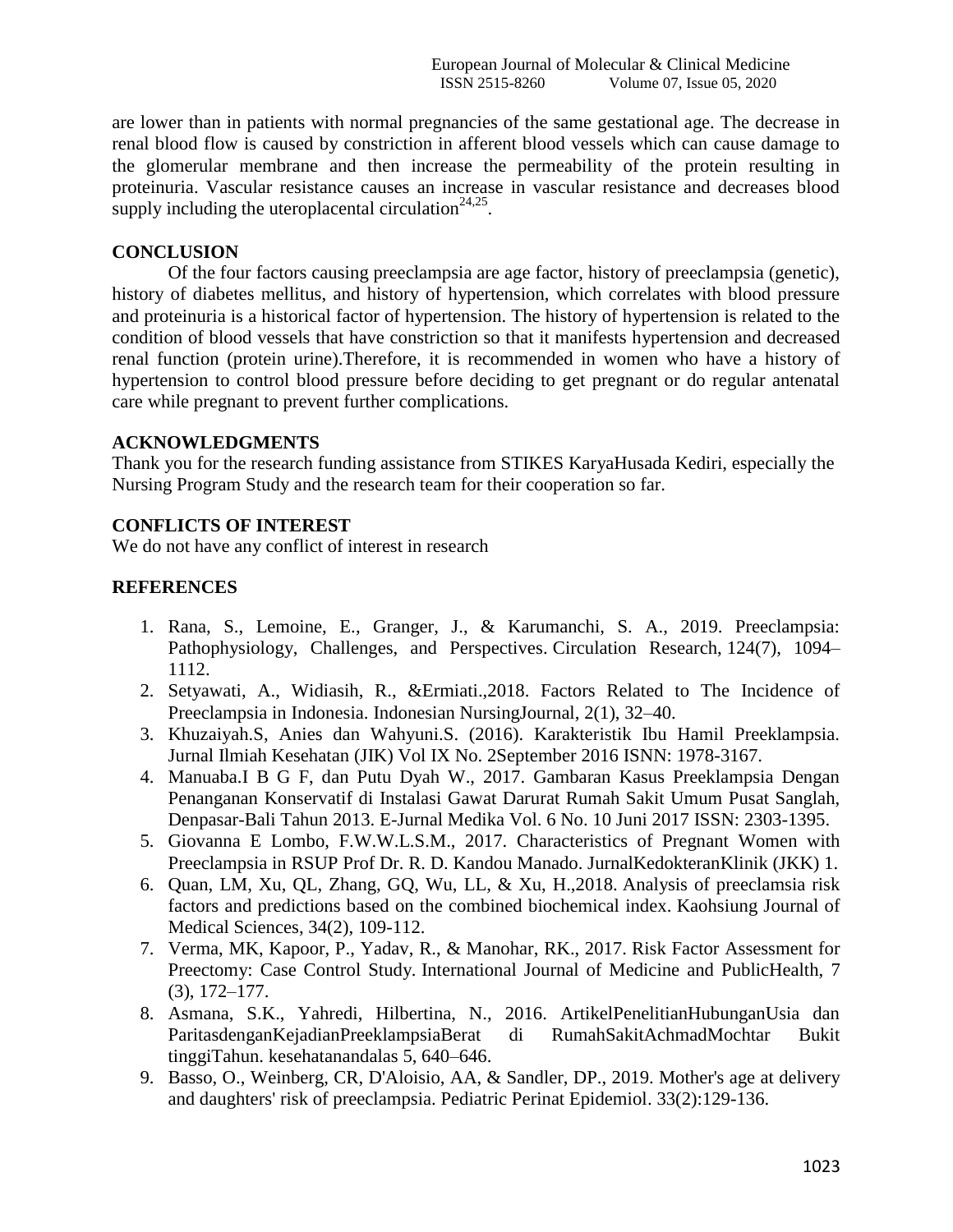are lower than in patients with normal pregnancies of the same gestational age. The decrease in renal blood flow is caused by constriction in afferent blood vessels which can cause damage to the glomerular membrane and then increase the permeability of the protein resulting in proteinuria. Vascular resistance causes an increase in vascular resistance and decreases blood supply including the uteroplacental circulation[24,25].

## CONCLUSION

Of the four factors causing preeclampsia are age factor, history of preeclampsia (genetic), history of diabetes mellitus, and history of hypertension, which correlates with blood pressure and proteinuria is a historical factor of hypertension. The history of hypertension is related to the condition of blood vessels that have constriction so that it manifests hypertension and decreased renal function (protein urine).Therefore, it is recommended in women who have a history of hypertension to control blood pressure before deciding to get pregnant or do regular antenatal care while pregnant to prevent further complications.

## ACKNOWLEDGMENTS

Thank you for the research funding assistance from STIKES KaryaHusada Kediri, especially the Nursing Program Study and the research team for their cooperation so far.

## CONFLICTS OF INTEREST

We do not have any conflict of interest in research

## REFERENCES

1. Rana, S., Lemoine, E., Granger, J., & Karumanchi, S. A., 2019. Preeclampsia: Pathophysiology, Challenges, and Perspectives. Circulation Research, 124(7), 1094–1112.
2. Setyawati, A., Widiasih, R., &Ermiati.,2018. Factors Related to The Incidence of Preeclampsia in Indonesia. Indonesian NursingJournal, 2(1), 32–40.
3. Khuzaiyah.S, Anies dan Wahyuni.S. (2016). Karakteristik Ibu Hamil Preeklampsia. Jurnal Ilmiah Kesehatan (JIK) Vol IX No. 2September 2016 ISNN: 1978-3167.
4. Manuaba.I B G F, dan Putu Dyah W., 2017. Gambaran Kasus Preeklampsia Dengan Penanganan Konservatif di Instalasi Gawat Darurat Rumah Sakit Umum Pusat Sanglah, Denpasar-Bali Tahun 2013. E-Jurnal Medika Vol. 6 No. 10 Juni 2017 ISSN: 2303-1395.
5. Giovanna E Lombo, F.W.W.L.S.M., 2017. Characteristics of Pregnant Women with Preeclampsia in RSUP Prof Dr. R. D. Kandou Manado. JurnalKedokteranKlinik (JKK) 1.
6. Quan, LM, Xu, QL, Zhang, GQ, Wu, LL, & Xu, H.,2018. Analysis of preeclamsia risk factors and predictions based on the combined biochemical index. Kaohsiung Journal of Medical Sciences, 34(2), 109-112.
7. Verma, MK, Kapoor, P., Yadav, R., & Manohar, RK., 2017. Risk Factor Assessment for Preectomy: Case Control Study. International Journal of Medicine and PublicHealth, 7 (3), 172–177.
8. Asmana, S.K., Yahredi, Hilbertina, N., 2016. ArtikelPenelitianHubunganUsia dan ParitasdenganKejadianPreeklampsiaBerat di RumahSakitAchmadMochtar Bukit tinggiTahun. kesehatanandalas 5, 640–646.
9. Basso, O., Weinberg, CR, D'Aloisio, AA, & Sandler, DP., 2019. Mother's age at delivery and daughters' risk of preeclampsia. Pediatric Perinat Epidemiol. 33(2):129-136.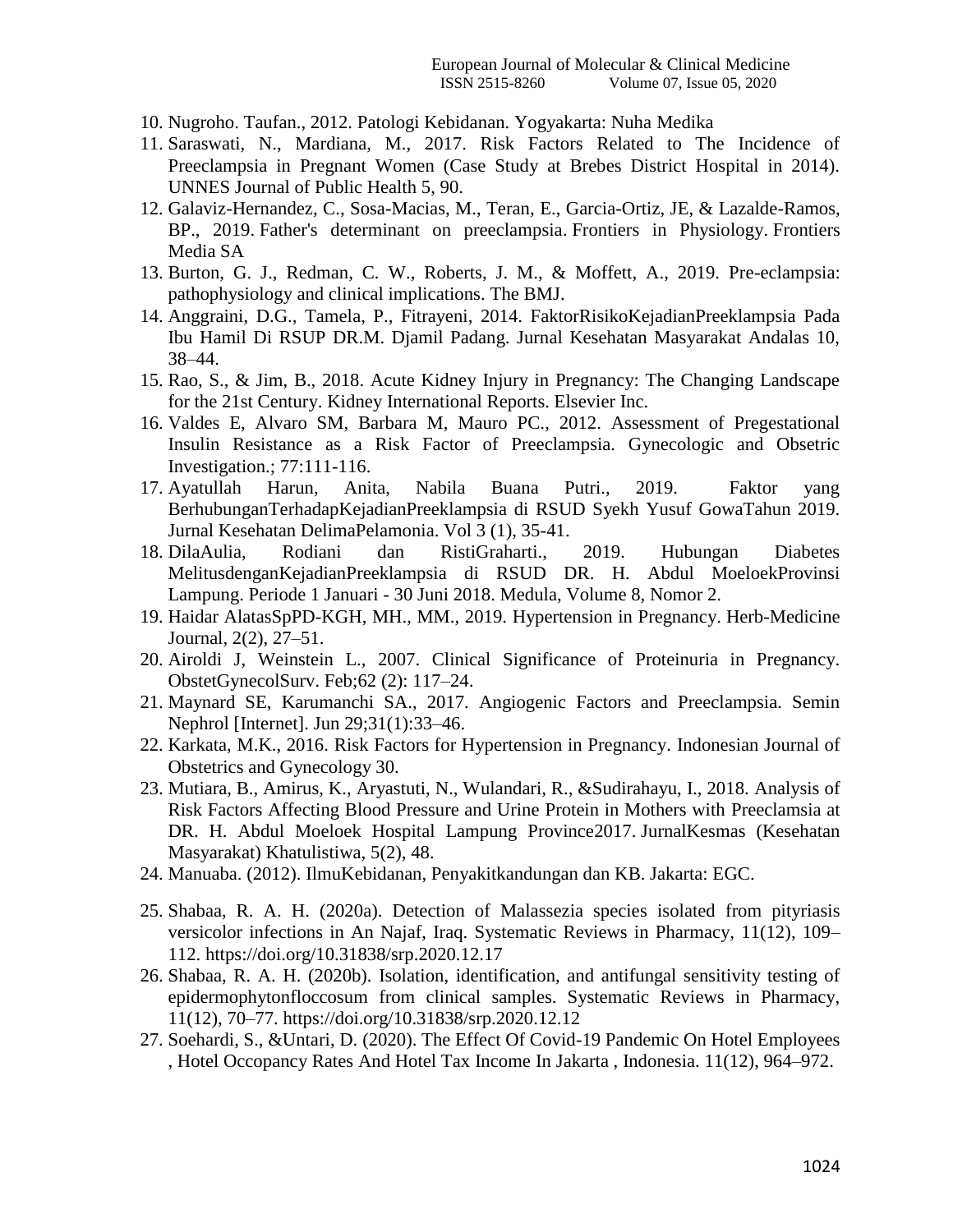10. Nugroho. Taufan., 2012. Patologi Kebidanan. Yogyakarta: Nuha Medika
11. Saraswati, N., Mardiana, M., 2017. Risk Factors Related to The Incidence of Preeclampsia in Pregnant Women (Case Study at Brebes District Hospital in 2014). UNNES Journal of Public Health 5, 90.
12. Galaviz-Hernandez, C., Sosa-Macias, M., Teran, E., Garcia-Ortiz, JE, & Lazalde-Ramos, BP., 2019. Father's determinant on preeclampsia. Frontiers in Physiology. Frontiers Media SA
13. Burton, G. J., Redman, C. W., Roberts, J. M., & Moffett, A., 2019. Pre-eclampsia: pathophysiology and clinical implications. The BMJ.
14. Anggraini, D.G., Tamela, P., Fitrayeni, 2014. FaktorRisikoKejadianPreeklampsia Pada Ibu Hamil Di RSUP DR.M. Djamil Padang. Jurnal Kesehatan Masyarakat Andalas 10, 38–44.
15. Rao, S., & Jim, B., 2018. Acute Kidney Injury in Pregnancy: The Changing Landscape for the 21st Century. Kidney International Reports. Elsevier Inc.
16. Valdes E, Alvaro SM, Barbara M, Mauro PC., 2012. Assessment of Pregestational Insulin Resistance as a Risk Factor of Preeclampsia. Gynecologic and Obsetric Investigation.; 77:111-116.
17. Ayatullah Harun, Anita, Nabila Buana Putri., 2019. Faktor yang BerhubunganTerhadapKejadianPreeklampsia di RSUD Syekh Yusuf GowaTahun 2019. Jurnal Kesehatan DelimaPelamonia. Vol 3 (1), 35-41.
18. DilaAulia, Rodiani dan RistiGraharti., 2019. Hubungan Diabetes MelitusdenganKejadianPreeklampsia di RSUD DR. H. Abdul MoeloekProvinsi Lampung. Periode 1 Januari - 30 Juni 2018. Medula, Volume 8, Nomor 2.
19. Haidar AlatasSpPD-KGH, MH., MM., 2019. Hypertension in Pregnancy. Herb-Medicine Journal, 2(2), 27–51.
20. Airoldi J, Weinstein L., 2007. Clinical Significance of Proteinuria in Pregnancy. ObstetGynecolSurv. Feb;62 (2): 117–24.
21. Maynard SE, Karumanchi SA., 2017. Angiogenic Factors and Preeclampsia. Semin Nephrol [Internet]. Jun 29;31(1):33–46.
22. Karkata, M.K., 2016. Risk Factors for Hypertension in Pregnancy. Indonesian Journal of Obstetrics and Gynecology 30.
23. Mutiara, B., Amirus, K., Aryastuti, N., Wulandari, R., &Sudirahayu, I., 2018. Analysis of Risk Factors Affecting Blood Pressure and Urine Protein in Mothers with Preeclamsia at DR. H. Abdul Moeloek Hospital Lampung Province2017. JurnalKesmas (Kesehatan Masyarakat) Khatulistiwa, 5(2), 48.
24. Manuaba. (2012). IlmuKebidanan, Penyakitkandungan dan KB. Jakarta: EGC.
25. Shabaa, R. A. H. (2020a). Detection of Malassezia species isolated from pityriasis versicolor infections in An Najaf, Iraq. Systematic Reviews in Pharmacy, 11(12), 109–112. https://doi.org/10.31838/srp.2020.12.17
26. Shabaa, R. A. H. (2020b). Isolation, identification, and antifungal sensitivity testing of epidermophytonfloccosum from clinical samples. Systematic Reviews in Pharmacy, 11(12), 70–77. https://doi.org/10.31838/srp.2020.12.12
27. Soehardi, S., &Untari, D. (2020). The Effect Of Covid-19 Pandemic On Hotel Employees , Hotel Occopancy Rates And Hotel Tax Income In Jakarta , Indonesia. 11(12), 964–972.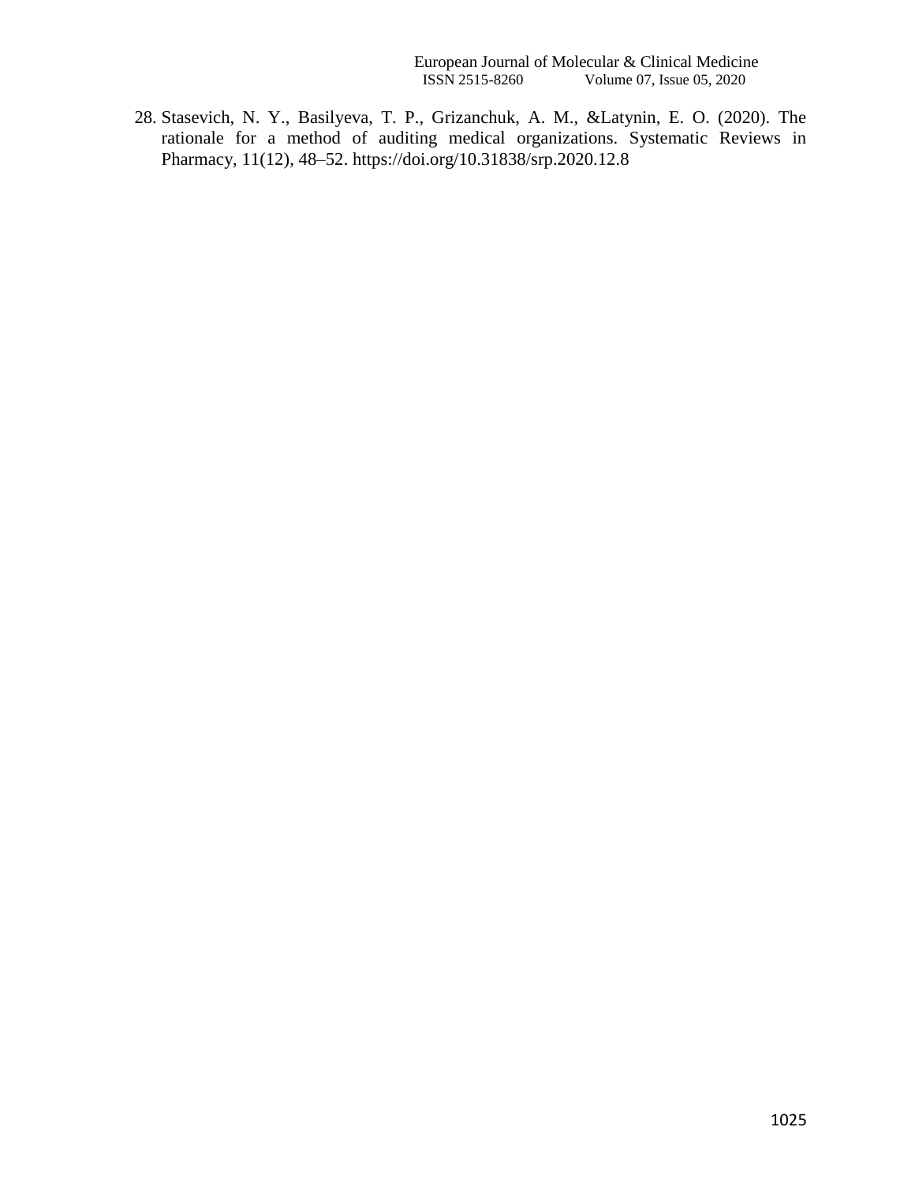28. Stasevich, N. Y., Basilyeva, T. P., Grizanchuk, A. M., &Latynin, E. O. (2020). The rationale for a method of auditing medical organizations. Systematic Reviews in Pharmacy, 11(12), 48–52. https://doi.org/10.31838/srp.2020.12.8